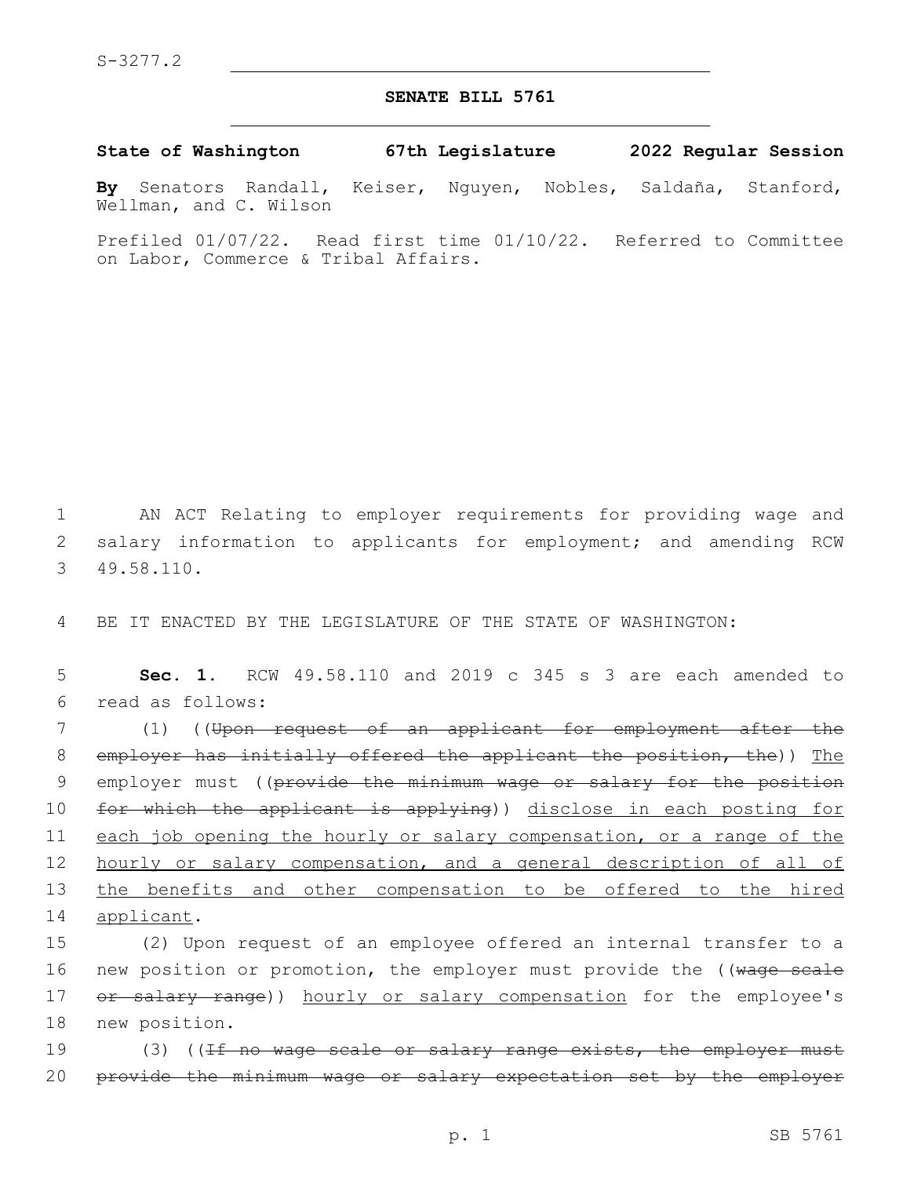S-3277.2

# SENATE BILL 5761

**State of Washington 67th Legislature 2022 Regular Session**

**By** Senators Randall, Keiser, Nguyen, Nobles, Saldaña, Stanford, Wellman, and C. Wilson

Prefiled 01/07/22. Read first time 01/10/22. Referred to Committee on Labor, Commerce & Tribal Affairs.

1 AN ACT Relating to employer requirements for providing wage and 2 salary information to applicants for employment; and amending RCW 3 49.58.110.

4 BE IT ENACTED BY THE LEGISLATURE OF THE STATE OF WASHINGTON:

5 **Sec. 1.** RCW 49.58.110 and 2019 c 345 s 3 are each amended to 6 read as follows:

7 (1) ((~~Upon request of an applicant for employment after the~~ 8 ~~employer has initially offered the applicant the position, the~~)) <u>The</u> 9 employer must ((~~provide the minimum wage or salary for the position~~ 10 ~~for which the applicant is applying~~)) <u>disclose in each posting for</u> 11 <u>each job opening the hourly or salary compensation, or a range of the</u> 12 <u>hourly or salary compensation, and a general description of all of</u> 13 <u>the benefits and other compensation to be offered to the hired</u> 14 <u>applicant</u>.

15 (2) Upon request of an employee offered an internal transfer to a 16 new position or promotion, the employer must provide the ((~~wage scale~~ 17 ~~or salary range~~)) <u>hourly or salary compensation</u> for the employee's 18 new position.

19 (3) ((~~If no wage scale or salary range exists, the employer must~~ 20 ~~provide the minimum wage or salary expectation set by the employer~~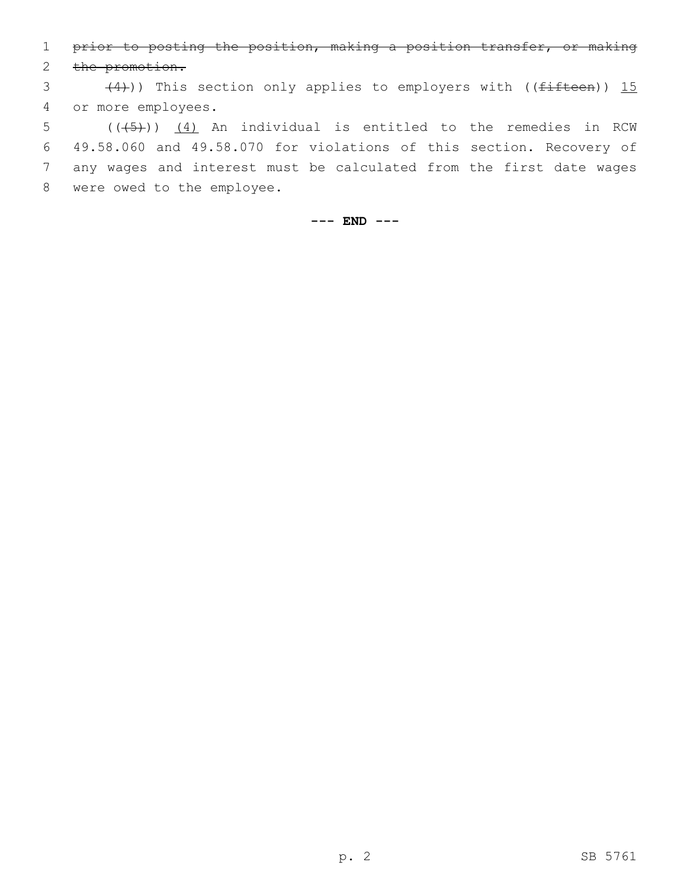~~prior to posting the position, making a position transfer, or making the promotion.~~

~~(4)~~)) This section only applies to employers with ((~~fifteen~~)) <u>15</u> or more employees.

((~~(5)~~)) <u>(4)</u> An individual is entitled to the remedies in RCW 49.58.060 and 49.58.070 for violations of this section. Recovery of any wages and interest must be calculated from the first date wages were owed to the employee.

**--- END ---**